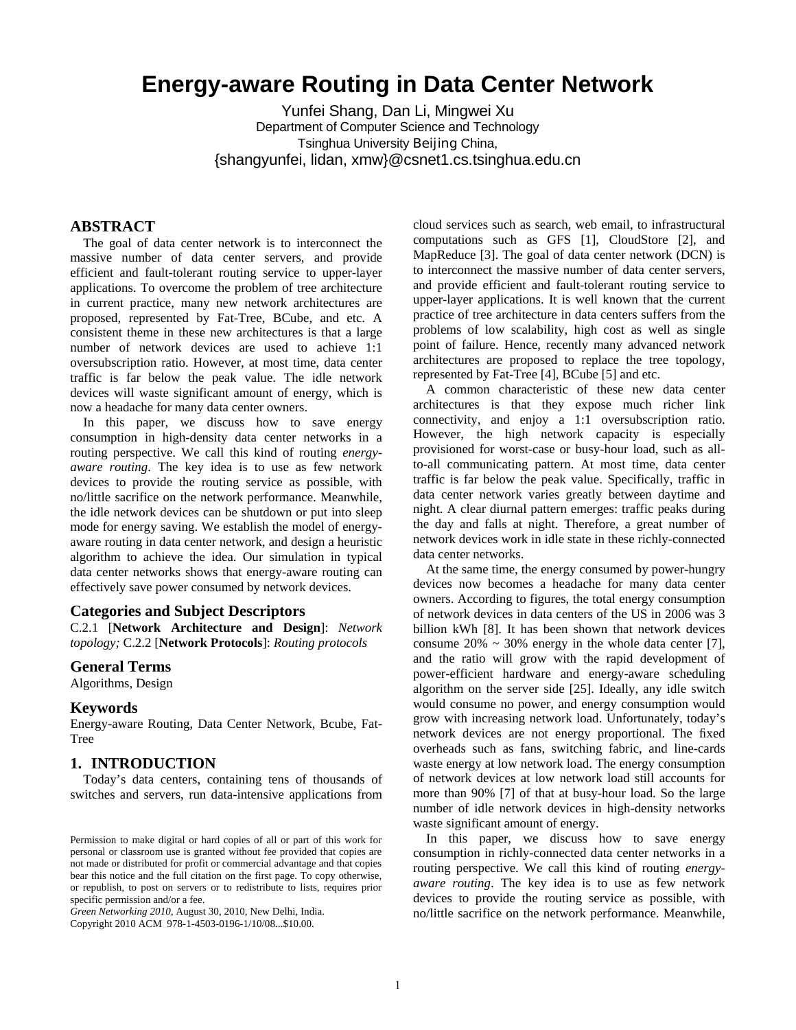# Energy-aware Routing in Data Center Network

Yunfei Shang, Dan Li, Mingwei Xu
Department of Computer Science and Technology
Tsinghua University Beijing China,
{shangyunfei, lidan, xmw}@csnet1.cs.tsinghua.edu.cn

## ABSTRACT

The goal of data center network is to interconnect the massive number of data center servers, and provide efficient and fault-tolerant routing service to upper-layer applications. To overcome the problem of tree architecture in current practice, many new network architectures are proposed, represented by Fat-Tree, BCube, and etc. A consistent theme in these new architectures is that a large number of network devices are used to achieve 1:1 oversubscription ratio. However, at most time, data center traffic is far below the peak value. The idle network devices will waste significant amount of energy, which is now a headache for many data center owners.

In this paper, we discuss how to save energy consumption in high-density data center networks in a routing perspective. We call this kind of routing *energy-aware routing*. The key idea is to use as few network devices to provide the routing service as possible, with no/little sacrifice on the network performance. Meanwhile, the idle network devices can be shutdown or put into sleep mode for energy saving. We establish the model of energy-aware routing in data center network, and design a heuristic algorithm to achieve the idea. Our simulation in typical data center networks shows that energy-aware routing can effectively save power consumed by network devices.

### Categories and Subject Descriptors

C.2.1 [**Network Architecture and Design**]: *Network topology;* C.2.2 [**Network Protocols**]: *Routing protocols*

### General Terms

Algorithms, Design

### Keywords

Energy-aware Routing, Data Center Network, Bcube, Fat-Tree

## 1. INTRODUCTION

Today's data centers, containing tens of thousands of switches and servers, run data-intensive applications from cloud services such as search, web email, to infrastructural computations such as GFS [1], CloudStore [2], and MapReduce [3]. The goal of data center network (DCN) is to interconnect the massive number of data center servers, and provide efficient and fault-tolerant routing service to upper-layer applications. It is well known that the current practice of tree architecture in data centers suffers from the problems of low scalability, high cost as well as single point of failure. Hence, recently many advanced network architectures are proposed to replace the tree topology, represented by Fat-Tree [4], BCube [5] and etc.

A common characteristic of these new data center architectures is that they expose much richer link connectivity, and enjoy a 1:1 oversubscription ratio. However, the high network capacity is especially provisioned for worst-case or busy-hour load, such as all-to-all communicating pattern. At most time, data center traffic is far below the peak value. Specifically, traffic in data center network varies greatly between daytime and night. A clear diurnal pattern emerges: traffic peaks during the day and falls at night. Therefore, a great number of network devices work in idle state in these richly-connected data center networks.

At the same time, the energy consumed by power-hungry devices now becomes a headache for many data center owners. According to figures, the total energy consumption of network devices in data centers of the US in 2006 was 3 billion kWh [8]. It has been shown that network devices consume 20% ~ 30% energy in the whole data center [7], and the ratio will grow with the rapid development of power-efficient hardware and energy-aware scheduling algorithm on the server side [25]. Ideally, any idle switch would consume no power, and energy consumption would grow with increasing network load. Unfortunately, today's network devices are not energy proportional. The fixed overheads such as fans, switching fabric, and line-cards waste energy at low network load. The energy consumption of network devices at low network load still accounts for more than 90% [7] of that at busy-hour load. So the large number of idle network devices in high-density networks waste significant amount of energy.

In this paper, we discuss how to save energy consumption in richly-connected data center networks in a routing perspective. We call this kind of routing *energy-aware routing*. The key idea is to use as few network devices to provide the routing service as possible, with no/little sacrifice on the network performance. Meanwhile,

Permission to make digital or hard copies of all or part of this work for personal or classroom use is granted without fee provided that copies are not made or distributed for profit or commercial advantage and that copies bear this notice and the full citation on the first page. To copy otherwise, or republish, to post on servers or to redistribute to lists, requires prior specific permission and/or a fee.
*Green Networking 2010*, August 30, 2010, New Delhi, India.
Copyright 2010 ACM 978-1-4503-0196-1/10/08...$10.00.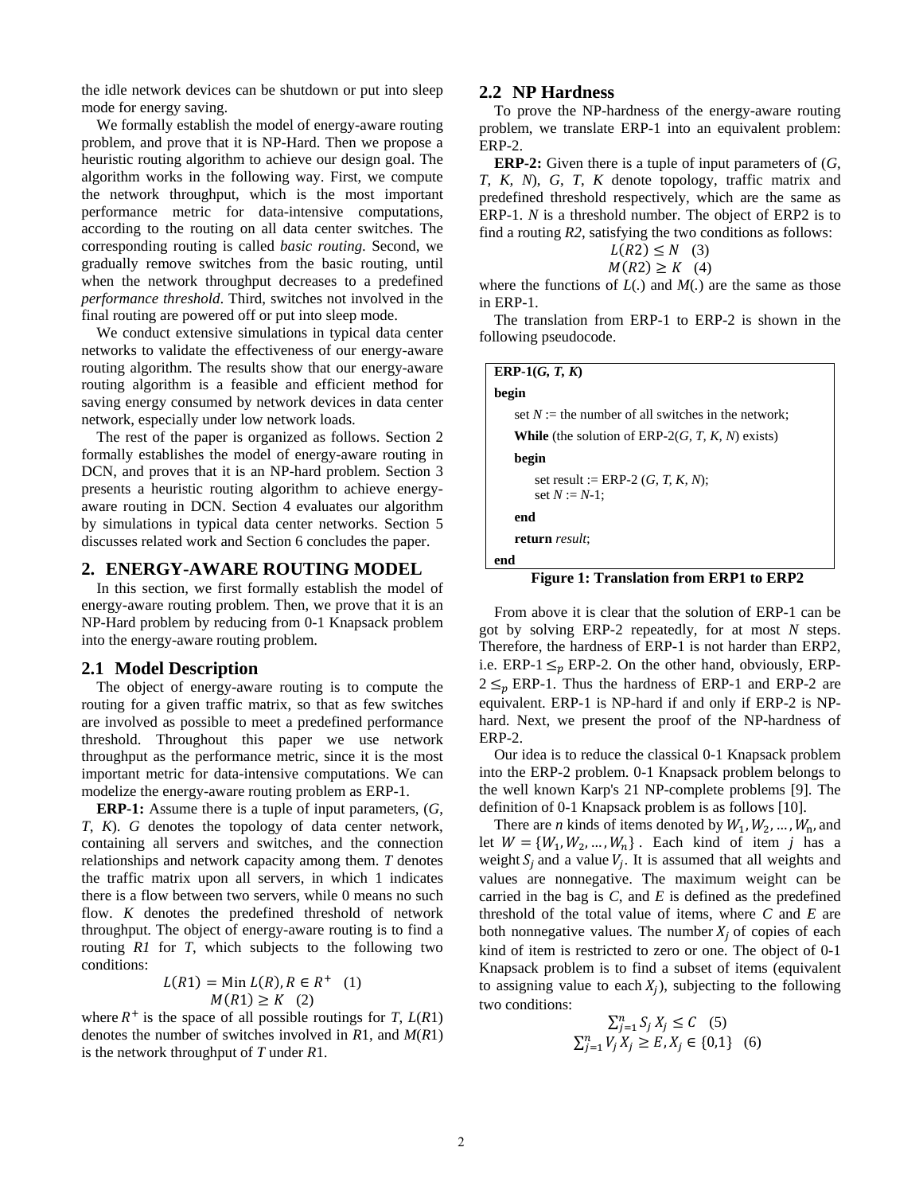the idle network devices can be shutdown or put into sleep mode for energy saving.

We formally establish the model of energy-aware routing problem, and prove that it is NP-Hard. Then we propose a heuristic routing algorithm to achieve our design goal. The algorithm works in the following way. First, we compute the network throughput, which is the most important performance metric for data-intensive computations, according to the routing on all data center switches. The corresponding routing is called *basic routing*. Second, we gradually remove switches from the basic routing, until when the network throughput decreases to a predefined *performance threshold*. Third, switches not involved in the final routing are powered off or put into sleep mode.

We conduct extensive simulations in typical data center networks to validate the effectiveness of our energy-aware routing algorithm. The results show that our energy-aware routing algorithm is a feasible and efficient method for saving energy consumed by network devices in data center network, especially under low network loads.

The rest of the paper is organized as follows. Section 2 formally establishes the model of energy-aware routing in DCN, and proves that it is an NP-hard problem. Section 3 presents a heuristic routing algorithm to achieve energy-aware routing in DCN. Section 4 evaluates our algorithm by simulations in typical data center networks. Section 5 discusses related work and Section 6 concludes the paper.

## 2. ENERGY-AWARE ROUTING MODEL

In this section, we first formally establish the model of energy-aware routing problem. Then, we prove that it is an NP-Hard problem by reducing from 0-1 Knapsack problem into the energy-aware routing problem.

### 2.1 Model Description

The object of energy-aware routing is to compute the routing for a given traffic matrix, so that as few switches are involved as possible to meet a predefined performance threshold. Throughout this paper we use network throughput as the performance metric, since it is the most important metric for data-intensive computations. We can modelize the energy-aware routing problem as ERP-1.

**ERP-1:** Assume there is a tuple of input parameters, (*G*, *T*, *K*). *G* denotes the topology of data center network, containing all servers and switches, and the connection relationships and network capacity among them. *T* denotes the traffic matrix upon all servers, in which 1 indicates there is a flow between two servers, while 0 means no such flow. *K* denotes the predefined threshold of network throughput. The object of energy-aware routing is to find a routing *R1* for *T*, which subjects to the following two conditions:

$$L(R1) = \text{Min } L(R), R \in R^{+} \quad (1)$$

$$M(R1) \geq K \quad (2)$$

where $R^{+}$ is the space of all possible routings for *T*, *L*(*R*1) denotes the number of switches involved in *R*1, and *M*(*R*1) is the network throughput of *T* under *R*1.

### 2.2 NP Hardness

To prove the NP-hardness of the energy-aware routing problem, we translate ERP-1 into an equivalent problem: ERP-2.

**ERP-2:** Given there is a tuple of input parameters of (*G*, *T*, *K*, *N*), *G*, *T*, *K* denote topology, traffic matrix and predefined threshold respectively, which are the same as ERP-1. *N* is a threshold number. The object of ERP2 is to find a routing *R2*, satisfying the two conditions as follows:

$$L(R2) \leq N \quad (3)$$

$$M(R2) \geq K \quad (4)$$

where the functions of *L*(.) and *M*(.) are the same as those in ERP-1.

The translation from ERP-1 to ERP-2 is shown in the following pseudocode.

```
ERP-1(G, T, K)
begin
    set N := the number of all switches in the network;
    While (the solution of ERP-2(G, T, K, N) exists)
    begin
        set result := ERP-2 (G, T, K, N);
        set N := N-1;
    end
    return result;
end
```

**Figure 1: Translation from ERP1 to ERP2**

From above it is clear that the solution of ERP-1 can be got by solving ERP-2 repeatedly, for at most *N* steps. Therefore, the hardness of ERP-1 is not harder than ERP2, i.e. ERP-1 $\leq_p$ ERP-2. On the other hand, obviously, ERP-2 $\leq_p$ ERP-1. Thus the hardness of ERP-1 and ERP-2 are equivalent. ERP-1 is NP-hard if and only if ERP-2 is NP-hard. Next, we present the proof of the NP-hardness of ERP-2.

Our idea is to reduce the classical 0-1 Knapsack problem into the ERP-2 problem. 0-1 Knapsack problem belongs to the well known Karp's 21 NP-complete problems [9]. The definition of 0-1 Knapsack problem is as follows [10].

There are *n* kinds of items denoted by $W_1, W_2, \dots, W_n$, and let $W = \{W_1, W_2, \dots, W_n\}$. Each kind of item *j* has a weight $S_j$ and a value $V_j$. It is assumed that all weights and values are nonnegative. The maximum weight can be carried in the bag is *C*, and *E* is defined as the predefined threshold of the total value of items, where *C* and *E* are both nonnegative values. The number $X_j$ of copies of each kind of item is restricted to zero or one. The object of 0-1 Knapsack problem is to find a subset of items (equivalent to assigning value to each $X_j$), subjecting to the following two conditions:

$$\sum_{j=1}^{n} S_j X_j \leq C \quad (5)$$

$$\sum_{j=1}^{n} V_j X_j \geq E, X_j \in \{0,1\} \quad (6)$$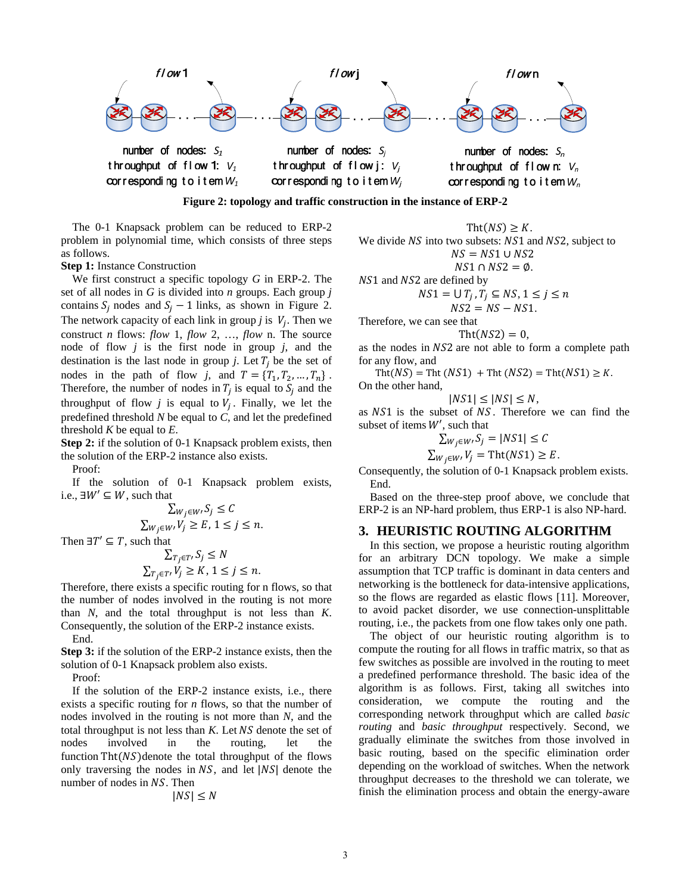flow 1 flow j flow n

number of nodes: $S_1$
throughput of flow 1: $V_1$
corresponding to item $W_1$

number of nodes: $S_j$
throughput of flow j: $V_j$
corresponding to item $W_j$

number of nodes: $S_n$
throughput of flow n: $V_n$
corresponding to item $W_n$

**Figure 2: topology and traffic construction in the instance of ERP-2**

The 0-1 Knapsack problem can be reduced to ERP-2 problem in polynomial time, which consists of three steps as follows.

**Step 1:** Instance Construction

We first construct a specific topology $G$ in ERP-2. The set of all nodes in $G$ is divided into $n$ groups. Each group $j$ contains $S_j$ nodes and $S_j - 1$ links, as shown in Figure 2. The network capacity of each link in group $j$ is $V_j$. Then we construct $n$ flows: *flow* 1, *flow* 2, …, *flow* n. The source node of flow $j$ is the first node in group $j$, and the destination is the last node in group $j$. Let $T_j$ be the set of nodes in the path of flow $j$, and $T = \{T_1, T_2, \ldots, T_n\}$. Therefore, the number of nodes in $T_j$ is equal to $S_j$ and the throughput of flow $j$ is equal to $V_j$. Finally, we let the predefined threshold $N$ be equal to $C$, and let the predefined threshold $K$ be equal to $E$.

**Step 2:** if the solution of 0-1 Knapsack problem exists, then the solution of the ERP-2 instance also exists.

Proof:

If the solution of 0-1 Knapsack problem exists, i.e., $\exists W' \subseteq W$, such that

$$\sum_{W_j \in W'} S_j \leq C$$
$$\sum_{W_j \in W'} V_j \geq E, 1 \leq j \leq n.$$

Then $\exists T' \subseteq T$, such that

$$\sum_{T_j \in T'} S_j \leq N$$
$$\sum_{T_j \in T'} V_j \geq K, 1 \leq j \leq n.$$

Therefore, there exists a specific routing for n flows, so that the number of nodes involved in the routing is not more than $N$, and the total throughput is not less than $K$. Consequently, the solution of the ERP-2 instance exists.

End.

**Step 3:** if the solution of the ERP-2 instance exists, then the solution of 0-1 Knapsack problem also exists.

Proof:

If the solution of the ERP-2 instance exists, i.e., there exists a specific routing for $n$ flows, so that the number of nodes involved in the routing is not more than $N$, and the total throughput is not less than $K$. Let $NS$ denote the set of nodes involved in the routing, let the function $\text{Tht}(NS)$ denote the total throughput of the flows only traversing the nodes in $NS$, and let $|NS|$ denote the number of nodes in $NS$. Then

$$|NS| \leq N$$
$$\text{Tht}(NS) \geq K.$$

We divide $NS$ into two subsets: $NS1$ and $NS2$, subject to

$$NS = NS1 \cup NS2$$
$$NS1 \cap NS2 = \emptyset.$$

$NS1$ and $NS2$ are defined by

$$NS1 = \cup T_j, T_j \subseteq NS, 1 \leq j \leq n$$
$$NS2 = NS - NS1.$$

Therefore, we can see that

$$\text{Tht}(NS2) = 0,$$

as the nodes in $NS2$ are not able to form a complete path for any flow, and

$$\text{Tht}(NS) = \text{Tht}(NS1) + \text{Tht}(NS2) = \text{Tht}(NS1) \geq K.$$

On the other hand,

$$|NS1| \leq |NS| \leq N,$$

as $NS1$ is the subset of $NS$. Therefore we can find the subset of items $W'$, such that

$$\sum_{W_j \in W'} S_j = |NS1| \leq C$$
$$\sum_{W_j \in W'} V_j = \text{Tht}(NS1) \geq E.$$

Consequently, the solution of 0-1 Knapsack problem exists.

End.

Based on the three-step proof above, we conclude that ERP-2 is an NP-hard problem, thus ERP-1 is also NP-hard.

## 3. HEURISTIC ROUTING ALGORITHM

In this section, we propose a heuristic routing algorithm for an arbitrary DCN topology. We make a simple assumption that TCP traffic is dominant in data centers and networking is the bottleneck for data-intensive applications, so the flows are regarded as elastic flows [11]. Moreover, to avoid packet disorder, we use connection-unsplittable routing, i.e., the packets from one flow takes only one path.

The object of our heuristic routing algorithm is to compute the routing for all flows in traffic matrix, so that as few switches as possible are involved in the routing to meet a predefined performance threshold. The basic idea of the algorithm is as follows. First, taking all switches into consideration, we compute the routing and the corresponding network throughput which are called *basic routing* and *basic throughput* respectively. Second, we gradually eliminate the switches from those involved in basic routing, based on the specific elimination order depending on the workload of switches. When the network throughput decreases to the threshold we can tolerate, we finish the elimination process and obtain the energy-aware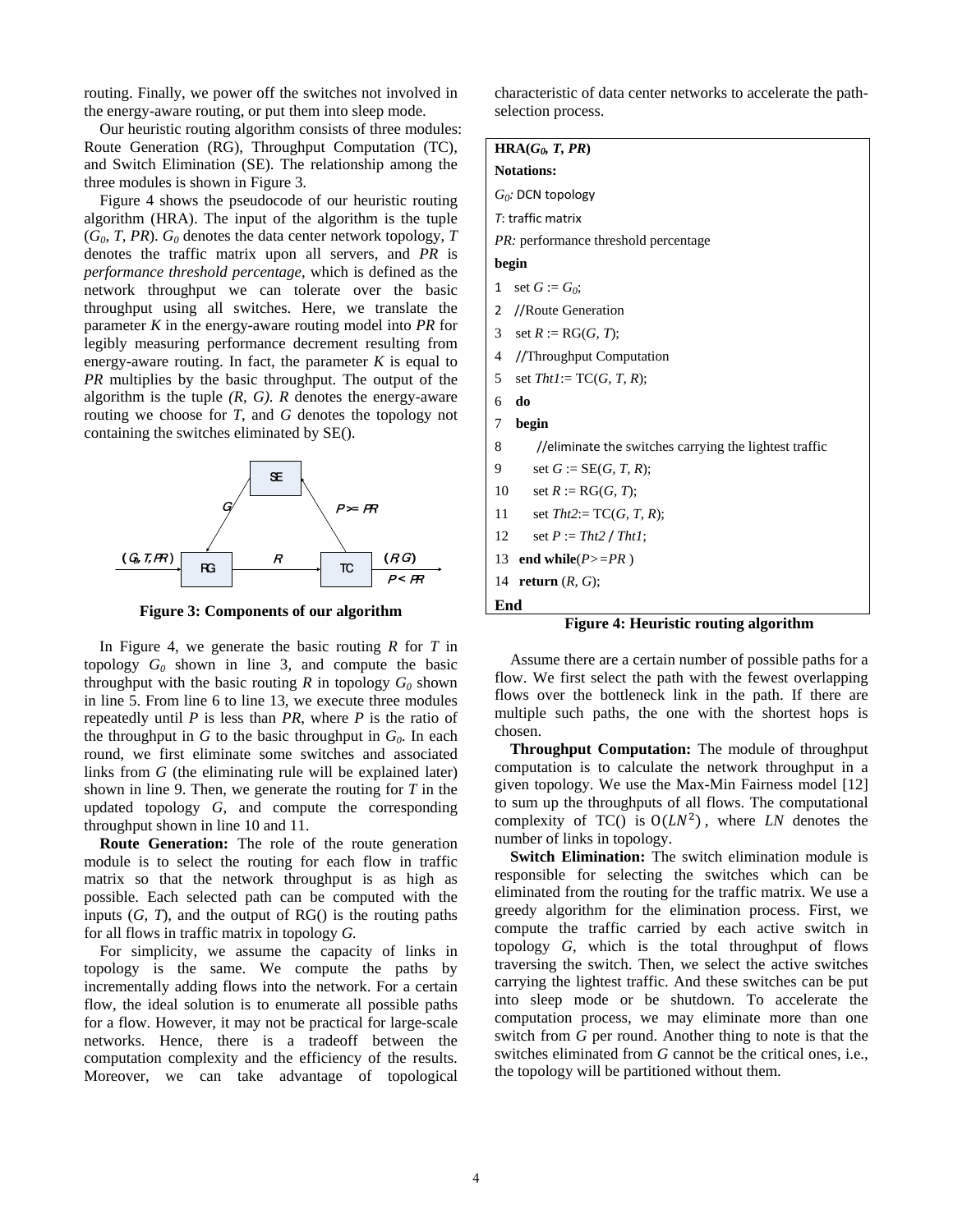routing. Finally, we power off the switches not involved in the energy-aware routing, or put them into sleep mode.

Our heuristic routing algorithm consists of three modules: Route Generation (RG), Throughput Computation (TC), and Switch Elimination (SE). The relationship among the three modules is shown in Figure 3.

Figure 4 shows the pseudocode of our heuristic routing algorithm (HRA). The input of the algorithm is the tuple ($G_0$, $T$, $PR$). $G_0$ denotes the data center network topology, $T$ denotes the traffic matrix upon all servers, and $PR$ is *performance threshold percentage*, which is defined as the network throughput we can tolerate over the basic throughput using all switches. Here, we translate the parameter $K$ in the energy-aware routing model into $PR$ for legibly measuring performance decrement resulting from energy-aware routing. In fact, the parameter $K$ is equal to $PR$ multiplies by the basic throughput. The output of the algorithm is the tuple $(R, G)$. $R$ denotes the energy-aware routing we choose for $T$, and $G$ denotes the topology not containing the switches eliminated by SE().

**Figure 3: Components of our algorithm**

In Figure 4, we generate the basic routing $R$ for $T$ in topology $G_0$ shown in line 3, and compute the basic throughput with the basic routing $R$ in topology $G_0$ shown in line 5. From line 6 to line 13, we execute three modules repeatedly until $P$ is less than $PR$, where $P$ is the ratio of the throughput in $G$ to the basic throughput in $G_0$. In each round, we first eliminate some switches and associated links from $G$ (the eliminating rule will be explained later) shown in line 9. Then, we generate the routing for $T$ in the updated topology $G$, and compute the corresponding throughput shown in line 10 and 11.

**Route Generation:** The role of the route generation module is to select the routing for each flow in traffic matrix so that the network throughput is as high as possible. Each selected path can be computed with the inputs ($G$, $T$), and the output of RG() is the routing paths for all flows in traffic matrix in topology $G$.

For simplicity, we assume the capacity of links in topology is the same. We compute the paths by incrementally adding flows into the network. For a certain flow, the ideal solution is to enumerate all possible paths for a flow. However, it may not be practical for large-scale networks. Hence, there is a tradeoff between the computation complexity and the efficiency of the results. Moreover, we can take advantage of topological characteristic of data center networks to accelerate the path-selection process.

```
HRA(G0, T, PR)
Notations:
G0: DCN topology
T: traffic matrix
PR: performance threshold percentage
begin
1   set G := G0;
2   //Route Generation
3   set R := RG(G, T);
4   //Throughput Computation
5   set Tht1:= TC(G, T, R);
6   do
7   begin
8       //eliminate the switches carrying the lightest traffic
9       set G := SE(G, T, R);
10      set R := RG(G, T);
11      set Tht2:= TC(G, T, R);
12      set P := Tht2 / Tht1;
13  end while(P>=PR )
14  return (R, G);
End
```

**Figure 4: Heuristic routing algorithm**

Assume there are a certain number of possible paths for a flow. We first select the path with the fewest overlapping flows over the bottleneck link in the path. If there are multiple such paths, the one with the shortest hops is chosen.

**Throughput Computation:** The module of throughput computation is to calculate the network throughput in a given topology. We use the Max-Min Fairness model [12] to sum up the throughputs of all flows. The computational complexity of TC() is $O(LN^2)$, where $LN$ denotes the number of links in topology.

**Switch Elimination:** The switch elimination module is responsible for selecting the switches which can be eliminated from the routing for the traffic matrix. We use a greedy algorithm for the elimination process. First, we compute the traffic carried by each active switch in topology $G$, which is the total throughput of flows traversing the switch. Then, we select the active switches carrying the lightest traffic. And these switches can be put into sleep mode or be shutdown. To accelerate the computation process, we may eliminate more than one switch from $G$ per round. Another thing to note is that the switches eliminated from $G$ cannot be the critical ones, i.e., the topology will be partitioned without them.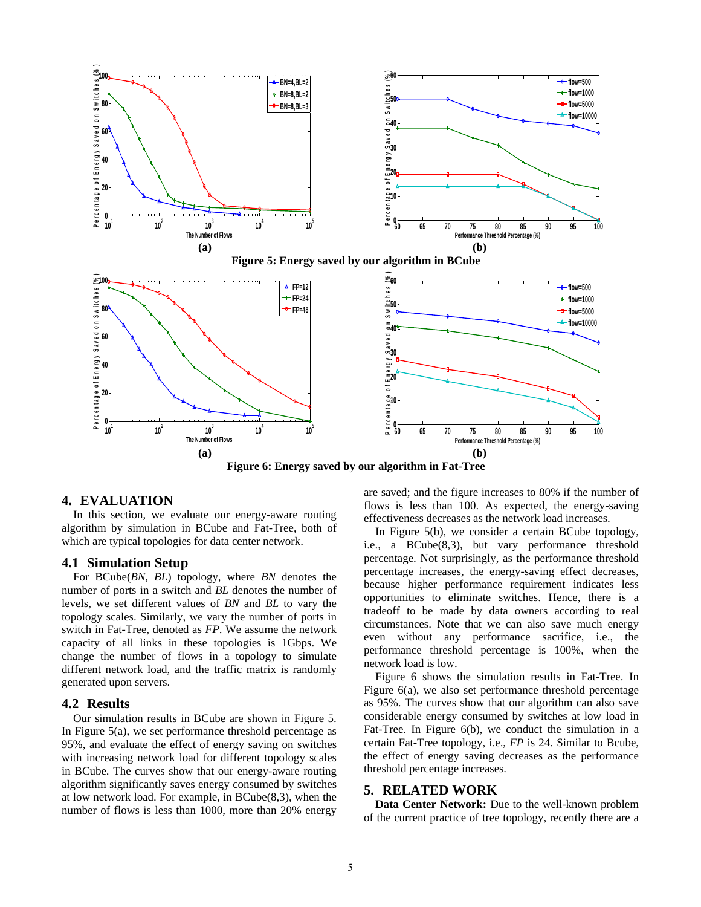(a) (b)

**Figure 5: Energy saved by our algorithm in BCube**

(a) (b)

**Figure 6: Energy saved by our algorithm in Fat-Tree**

## 4. EVALUATION

In this section, we evaluate our energy-aware routing algorithm by simulation in BCube and Fat-Tree, both of which are typical topologies for data center network.

### 4.1 Simulation Setup

For BCube(*BN*, *BL*) topology, where *BN* denotes the number of ports in a switch and *BL* denotes the number of levels, we set different values of *BN* and *BL* to vary the topology scales. Similarly, we vary the number of ports in switch in Fat-Tree, denoted as *FP*. We assume the network capacity of all links in these topologies is 1Gbps. We change the number of flows in a topology to simulate different network load, and the traffic matrix is randomly generated upon servers.

### 4.2 Results

Our simulation results in BCube are shown in Figure 5. In Figure 5(a), we set performance threshold percentage as 95%, and evaluate the effect of energy saving on switches with increasing network load for different topology scales in BCube. The curves show that our energy-aware routing algorithm significantly saves energy consumed by switches at low network load. For example, in BCube(8,3), when the number of flows is less than 1000, more than 20% energy are saved; and the figure increases to 80% if the number of flows is less than 100. As expected, the energy-saving effectiveness decreases as the network load increases.

In Figure 5(b), we consider a certain BCube topology, i.e., a BCube(8,3), but vary performance threshold percentage. Not surprisingly, as the performance threshold percentage increases, the energy-saving effect decreases, because higher performance requirement indicates less opportunities to eliminate switches. Hence, there is a tradeoff to be made by data owners according to real circumstances. Note that we can also save much energy even without any performance sacrifice, i.e., the performance threshold percentage is 100%, when the network load is low.

Figure 6 shows the simulation results in Fat-Tree. In Figure 6(a), we also set performance threshold percentage as 95%. The curves show that our algorithm can also save considerable energy consumed by switches at low load in Fat-Tree. In Figure 6(b), we conduct the simulation in a certain Fat-Tree topology, i.e., *FP* is 24. Similar to Bcube, the effect of energy saving decreases as the performance threshold percentage increases.

## 5. RELATED WORK

**Data Center Network:** Due to the well-known problem of the current practice of tree topology, recently there are a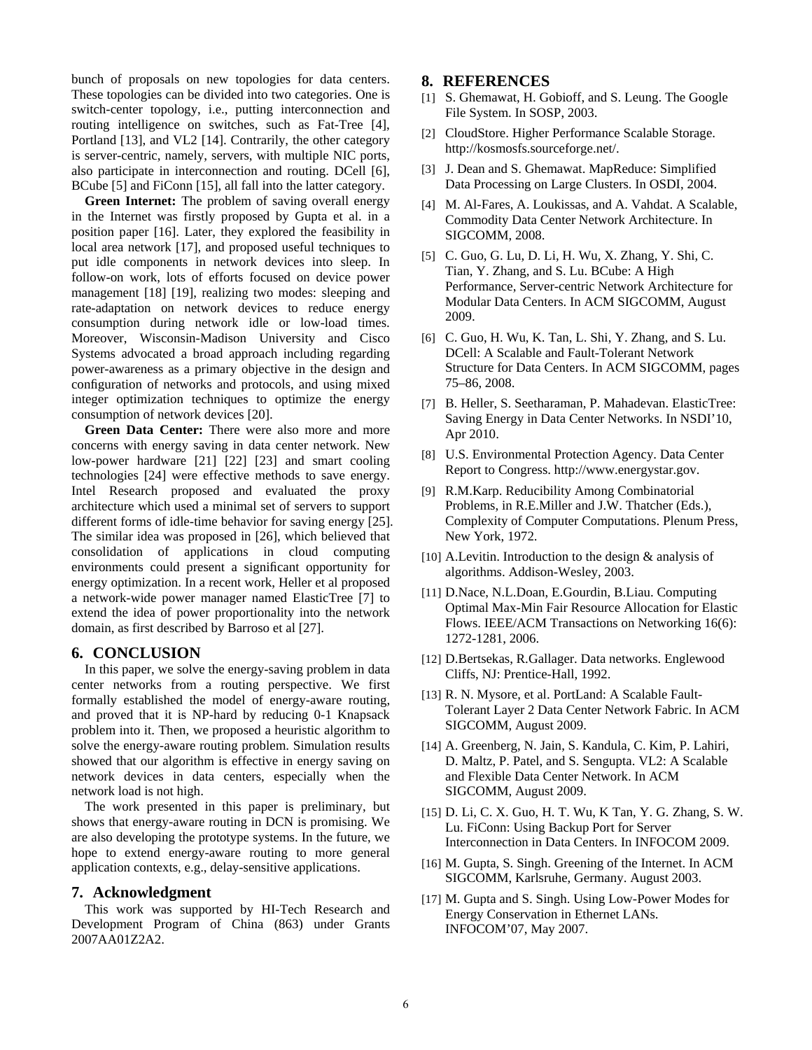bunch of proposals on new topologies for data centers. These topologies can be divided into two categories. One is switch-center topology, i.e., putting interconnection and routing intelligence on switches, such as Fat-Tree [4], Portland [13], and VL2 [14]. Contrarily, the other category is server-centric, namely, servers, with multiple NIC ports, also participate in interconnection and routing. DCell [6], BCube [5] and FiConn [15], all fall into the latter category.

**Green Internet:** The problem of saving overall energy in the Internet was firstly proposed by Gupta et al. in a position paper [16]. Later, they explored the feasibility in local area network [17], and proposed useful techniques to put idle components in network devices into sleep. In follow-on work, lots of efforts focused on device power management [18] [19], realizing two modes: sleeping and rate-adaptation on network devices to reduce energy consumption during network idle or low-load times. Moreover, Wisconsin-Madison University and Cisco Systems advocated a broad approach including regarding power-awareness as a primary objective in the design and configuration of networks and protocols, and using mixed integer optimization techniques to optimize the energy consumption of network devices [20].

**Green Data Center:** There were also more and more concerns with energy saving in data center network. New low-power hardware [21] [22] [23] and smart cooling technologies [24] were effective methods to save energy. Intel Research proposed and evaluated the proxy architecture which used a minimal set of servers to support different forms of idle-time behavior for saving energy [25]. The similar idea was proposed in [26], which believed that consolidation of applications in cloud computing environments could present a significant opportunity for energy optimization. In a recent work, Heller et al proposed a network-wide power manager named ElasticTree [7] to extend the idea of power proportionality into the network domain, as first described by Barroso et al [27].

## 6. CONCLUSION

In this paper, we solve the energy-saving problem in data center networks from a routing perspective. We first formally established the model of energy-aware routing, and proved that it is NP-hard by reducing 0-1 Knapsack problem into it. Then, we proposed a heuristic algorithm to solve the energy-aware routing problem. Simulation results showed that our algorithm is effective in energy saving on network devices in data centers, especially when the network load is not high.

The work presented in this paper is preliminary, but shows that energy-aware routing in DCN is promising. We are also developing the prototype systems. In the future, we hope to extend energy-aware routing to more general application contexts, e.g., delay-sensitive applications.

## 7. Acknowledgment

This work was supported by HI-Tech Research and Development Program of China (863) under Grants 2007AA01Z2A2.

## 8. REFERENCES

[1] S. Ghemawat, H. Gobioff, and S. Leung. The Google File System. In SOSP, 2003.

[2] CloudStore. Higher Performance Scalable Storage. http://kosmosfs.sourceforge.net/.

[3] J. Dean and S. Ghemawat. MapReduce: Simplified Data Processing on Large Clusters. In OSDI, 2004.

[4] M. Al-Fares, A. Loukissas, and A. Vahdat. A Scalable, Commodity Data Center Network Architecture. In SIGCOMM, 2008.

[5] C. Guo, G. Lu, D. Li, H. Wu, X. Zhang, Y. Shi, C. Tian, Y. Zhang, and S. Lu. BCube: A High Performance, Server-centric Network Architecture for Modular Data Centers. In ACM SIGCOMM, August 2009.

[6] C. Guo, H. Wu, K. Tan, L. Shi, Y. Zhang, and S. Lu. DCell: A Scalable and Fault-Tolerant Network Structure for Data Centers. In ACM SIGCOMM, pages 75–86, 2008.

[7] B. Heller, S. Seetharaman, P. Mahadevan. ElasticTree: Saving Energy in Data Center Networks. In NSDI'10, Apr 2010.

[8] U.S. Environmental Protection Agency. Data Center Report to Congress. http://www.energystar.gov.

[9] R.M.Karp. Reducibility Among Combinatorial Problems, in R.E.Miller and J.W. Thatcher (Eds.), Complexity of Computer Computations. Plenum Press, New York, 1972.

[10] A.Levitin. Introduction to the design & analysis of algorithms. Addison-Wesley, 2003.

[11] D.Nace, N.L.Doan, E.Gourdin, B.Liau. Computing Optimal Max-Min Fair Resource Allocation for Elastic Flows. IEEE/ACM Transactions on Networking 16(6): 1272-1281, 2006.

[12] D.Bertsekas, R.Gallager. Data networks. Englewood Cliffs, NJ: Prentice-Hall, 1992.

[13] R. N. Mysore, et al. PortLand: A Scalable Fault-Tolerant Layer 2 Data Center Network Fabric. In ACM SIGCOMM, August 2009.

[14] A. Greenberg, N. Jain, S. Kandula, C. Kim, P. Lahiri, D. Maltz, P. Patel, and S. Sengupta. VL2: A Scalable and Flexible Data Center Network. In ACM SIGCOMM, August 2009.

[15] D. Li, C. X. Guo, H. T. Wu, K Tan, Y. G. Zhang, S. W. Lu. FiConn: Using Backup Port for Server Interconnection in Data Centers. In INFOCOM 2009.

[16] M. Gupta, S. Singh. Greening of the Internet. In ACM SIGCOMM, Karlsruhe, Germany. August 2003.

[17] M. Gupta and S. Singh. Using Low-Power Modes for Energy Conservation in Ethernet LANs. INFOCOM'07, May 2007.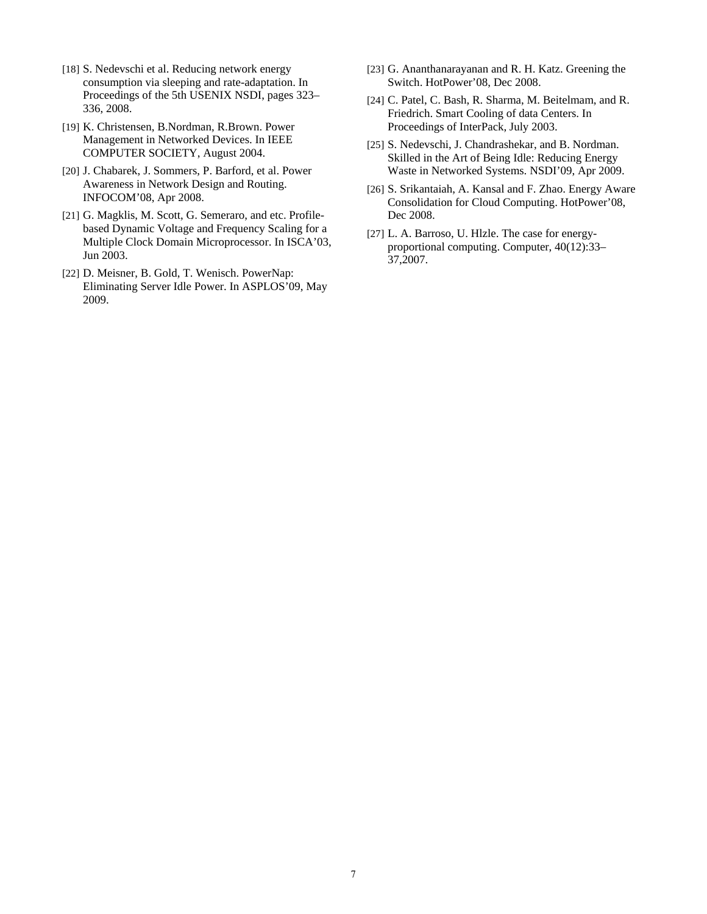[18] S. Nedevschi et al. Reducing network energy consumption via sleeping and rate-adaptation. In Proceedings of the 5th USENIX NSDI, pages 323–336, 2008.

[19] K. Christensen, B.Nordman, R.Brown. Power Management in Networked Devices. In IEEE COMPUTER SOCIETY, August 2004.

[20] J. Chabarek, J. Sommers, P. Barford, et al. Power Awareness in Network Design and Routing. INFOCOM'08, Apr 2008.

[21] G. Magklis, M. Scott, G. Semeraro, and etc. Profile-based Dynamic Voltage and Frequency Scaling for a Multiple Clock Domain Microprocessor. In ISCA'03, Jun 2003.

[22] D. Meisner, B. Gold, T. Wenisch. PowerNap: Eliminating Server Idle Power. In ASPLOS'09, May 2009.

[23] G. Ananthanarayanan and R. H. Katz. Greening the Switch. HotPower'08, Dec 2008.

[24] C. Patel, C. Bash, R. Sharma, M. Beitelmam, and R. Friedrich. Smart Cooling of data Centers. In Proceedings of InterPack, July 2003.

[25] S. Nedevschi, J. Chandrashekar, and B. Nordman. Skilled in the Art of Being Idle: Reducing Energy Waste in Networked Systems. NSDI'09, Apr 2009.

[26] S. Srikantaiah, A. Kansal and F. Zhao. Energy Aware Consolidation for Cloud Computing. HotPower'08, Dec 2008.

[27] L. A. Barroso, U. Hlzle. The case for energy-proportional computing. Computer, 40(12):33–37,2007.